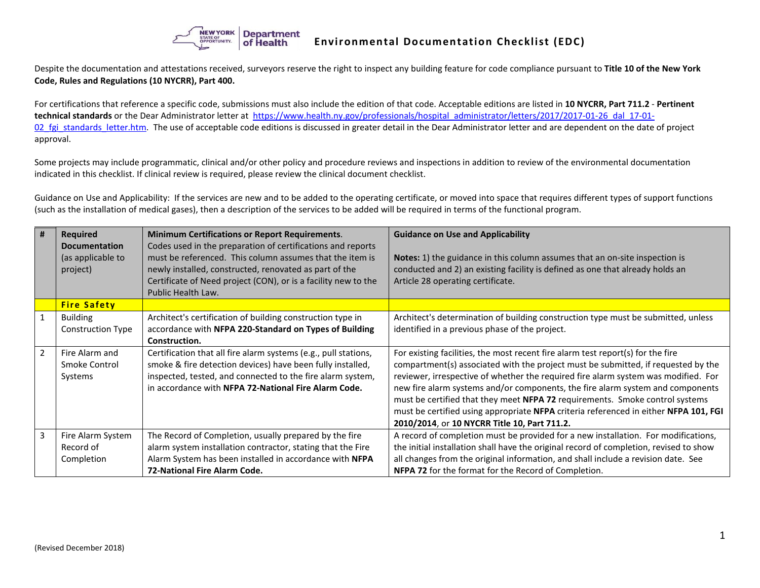# Environmental Documentation Checklist (EDC)

Despite the documentation and attestations received, surveyors reserve the right to inspect any building feature for code compliance pursuant to **Title 10 of the New York Code, Rules and Regulations (10 NYCRR), Part 400.**

For certifications that reference a specific code, submissions must also include the edition of that code. Acceptable editions are listed in **10 NYCRR, Part 711.2** - **Pertinent technical standards** or the Dear Administrator letter at https://www.health.ny.gov/professionals/hospital_administrator/letters/2017/2017-01-26_dal_17-01-02_fgi_standards_letter.htm. The use of acceptable code editions is discussed in greater detail in the Dear Administrator letter and are dependent on the date of project approval.

Some projects may include programmatic, clinical and/or other policy and procedure reviews and inspections in addition to review of the environmental documentation indicated in this checklist. If clinical review is required, please review the clinical document checklist.

Guidance on Use and Applicability: If the services are new and to be added to the operating certificate, or moved into space that requires different types of support functions (such as the installation of medical gases), then a description of the services to be added will be required in terms of the functional program.

| # | **Required Documentation** (as applicable to project) | **Minimum Certifications or Report Requirements**. Codes used in the preparation of certifications and reports must be referenced. This column assumes that the item is newly installed, constructed, renovated as part of the Certificate of Need project (CON), or is a facility new to the Public Health Law. | **Guidance on Use and Applicability**<br><br>**Notes:** 1) the guidance in this column assumes that an on-site inspection is conducted and 2) an existing facility is defined as one that already holds an Article 28 operating certificate. |
|---|---|---|---|
| | **Fire Safety** | | |
| 1 | Building Construction Type | Architect's certification of building construction type in accordance with **NFPA 220-Standard on Types of Building Construction.** | Architect's determination of building construction type must be submitted, unless identified in a previous phase of the project. |
| 2 | Fire Alarm and Smoke Control Systems | Certification that all fire alarm systems (e.g., pull stations, smoke & fire detection devices) have been fully installed, inspected, tested, and connected to the fire alarm system, in accordance with **NFPA 72-National Fire Alarm Code.** | For existing facilities, the most recent fire alarm test report(s) for the fire compartment(s) associated with the project must be submitted, if requested by the reviewer, irrespective of whether the required fire alarm system was modified. For new fire alarm systems and/or components, the fire alarm system and components must be certified that they meet **NFPA 72** requirements. Smoke control systems must be certified using appropriate **NFPA** criteria referenced in either **NFPA 101, FGI 2010/2014**, or **10 NYCRR Title 10, Part 711.2.** |
| 3 | Fire Alarm System Record of Completion | The Record of Completion, usually prepared by the fire alarm system installation contractor, stating that the Fire Alarm System has been installed in accordance with **NFPA 72-National Fire Alarm Code.** | A record of completion must be provided for a new installation. For modifications, the initial installation shall have the original record of completion, revised to show all changes from the original information, and shall include a revision date. See **NFPA 72** for the format for the Record of Completion. |

(Revised December 2018)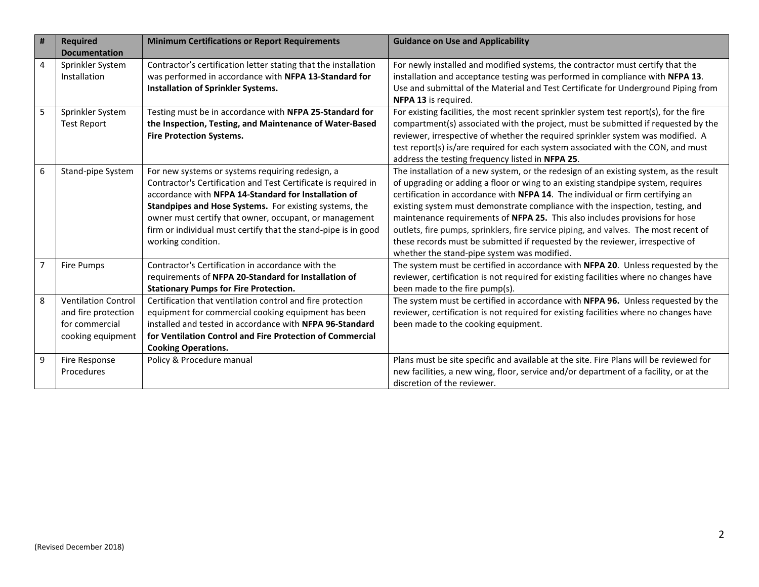| # | Required Documentation | Minimum Certifications or Report Requirements | Guidance on Use and Applicability |
|---|---|---|---|
| 4 | Sprinkler System Installation | Contractor's certification letter stating that the installation was performed in accordance with **NFPA 13-Standard for Installation of Sprinkler Systems.** | For newly installed and modified systems, the contractor must certify that the installation and acceptance testing was performed in compliance with **NFPA 13**. Use and submittal of the Material and Test Certificate for Underground Piping from **NFPA 13** is required. |
| 5 | Sprinkler System Test Report | Testing must be in accordance with **NFPA 25-Standard for the Inspection, Testing, and Maintenance of Water-Based Fire Protection Systems.** | For existing facilities, the most recent sprinkler system test report(s), for the fire compartment(s) associated with the project, must be submitted if requested by the reviewer, irrespective of whether the required sprinkler system was modified. A test report(s) is/are required for each system associated with the CON, and must address the testing frequency listed in **NFPA 25**. |
| 6 | Stand-pipe System | For new systems or systems requiring redesign, a Contractor's Certification and Test Certificate is required in accordance with **NFPA 14-Standard for Installation of Standpipes and Hose Systems.** For existing systems, the owner must certify that owner, occupant, or management firm or individual must certify that the stand-pipe is in good working condition. | The installation of a new system, or the redesign of an existing system, as the result of upgrading or adding a floor or wing to an existing standpipe system, requires certification in accordance with **NFPA 14**. The individual or firm certifying an existing system must demonstrate compliance with the inspection, testing, and maintenance requirements of **NFPA 25.** This also includes provisions for hose outlets, fire pumps, sprinklers, fire service piping, and valves. The most recent of these records must be submitted if requested by the reviewer, irrespective of whether the stand-pipe system was modified. |
| 7 | Fire Pumps | Contractor's Certification in accordance with the requirements of **NFPA 20-Standard for Installation of Stationary Pumps for Fire Protection.** | The system must be certified in accordance with **NFPA 20**. Unless requested by the reviewer, certification is not required for existing facilities where no changes have been made to the fire pump(s). |
| 8 | Ventilation Control and fire protection for commercial cooking equipment | Certification that ventilation control and fire protection equipment for commercial cooking equipment has been installed and tested in accordance with **NFPA 96-Standard for Ventilation Control and Fire Protection of Commercial Cooking Operations.** | The system must be certified in accordance with **NFPA 96.** Unless requested by the reviewer, certification is not required for existing facilities where no changes have been made to the cooking equipment. |
| 9 | Fire Response Procedures | Policy & Procedure manual | Plans must be site specific and available at the site. Fire Plans will be reviewed for new facilities, a new wing, floor, service and/or department of a facility, or at the discretion of the reviewer. |

(Revised December 2018)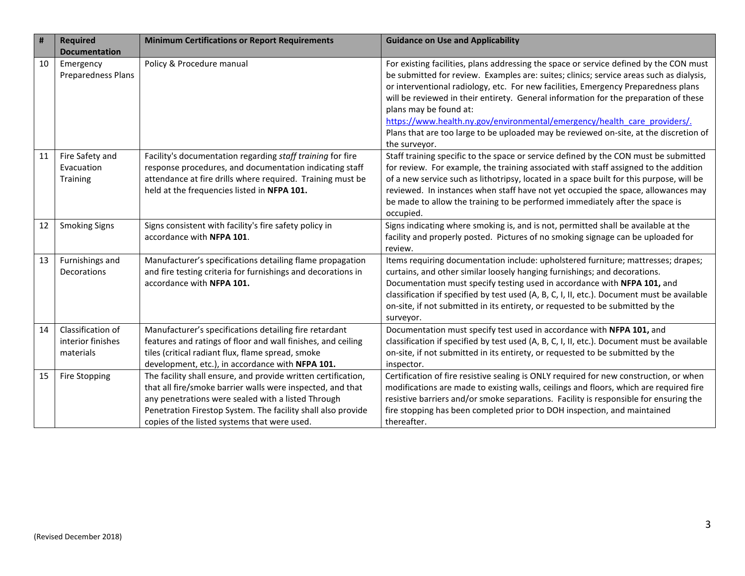| # | Required Documentation | Minimum Certifications or Report Requirements | Guidance on Use and Applicability |
|---|---|---|---|
| 10 | Emergency Preparedness Plans | Policy & Procedure manual | For existing facilities, plans addressing the space or service defined by the CON must be submitted for review. Examples are: suites; clinics; service areas such as dialysis, or interventional radiology, etc. For new facilities, Emergency Preparedness plans will be reviewed in their entirety. General information for the preparation of these plans may be found at: https://www.health.ny.gov/environmental/emergency/health_care_providers/. Plans that are too large to be uploaded may be reviewed on-site, at the discretion of the surveyor. |
| 11 | Fire Safety and Evacuation Training | Facility's documentation regarding *staff training* for fire response procedures, and documentation indicating staff attendance at fire drills where required. Training must be held at the frequencies listed in **NFPA 101.** | Staff training specific to the space or service defined by the CON must be submitted for review. For example, the training associated with staff assigned to the addition of a new service such as lithotripsy, located in a space built for this purpose, will be reviewed. In instances when staff have not yet occupied the space, allowances may be made to allow the training to be performed immediately after the space is occupied. |
| 12 | Smoking Signs | Signs consistent with facility's fire safety policy in accordance with **NFPA 101**. | Signs indicating where smoking is, and is not, permitted shall be available at the facility and properly posted. Pictures of no smoking signage can be uploaded for review. |
| 13 | Furnishings and Decorations | Manufacturer's specifications detailing flame propagation and fire testing criteria for furnishings and decorations in accordance with **NFPA 101.** | Items requiring documentation include: upholstered furniture; mattresses; drapes; curtains, and other similar loosely hanging furnishings; and decorations. Documentation must specify testing used in accordance with **NFPA 101,** and classification if specified by test used (A, B, C, I, II, etc.). Document must be available on-site, if not submitted in its entirety, or requested to be submitted by the surveyor. |
| 14 | Classification of interior finishes materials | Manufacturer's specifications detailing fire retardant features and ratings of floor and wall finishes, and ceiling tiles (critical radiant flux, flame spread, smoke development, etc.), in accordance with **NFPA 101.** | Documentation must specify test used in accordance with **NFPA 101,** and classification if specified by test used (A, B, C, I, II, etc.). Document must be available on-site, if not submitted in its entirety, or requested to be submitted by the inspector. |
| 15 | Fire Stopping | The facility shall ensure, and provide written certification, that all fire/smoke barrier walls were inspected, and that any penetrations were sealed with a listed Through Penetration Firestop System. The facility shall also provide copies of the listed systems that were used. | Certification of fire resistive sealing is ONLY required for new construction, or when modifications are made to existing walls, ceilings and floors, which are required fire resistive barriers and/or smoke separations. Facility is responsible for ensuring the fire stopping has been completed prior to DOH inspection, and maintained thereafter. |

(Revised December 2018)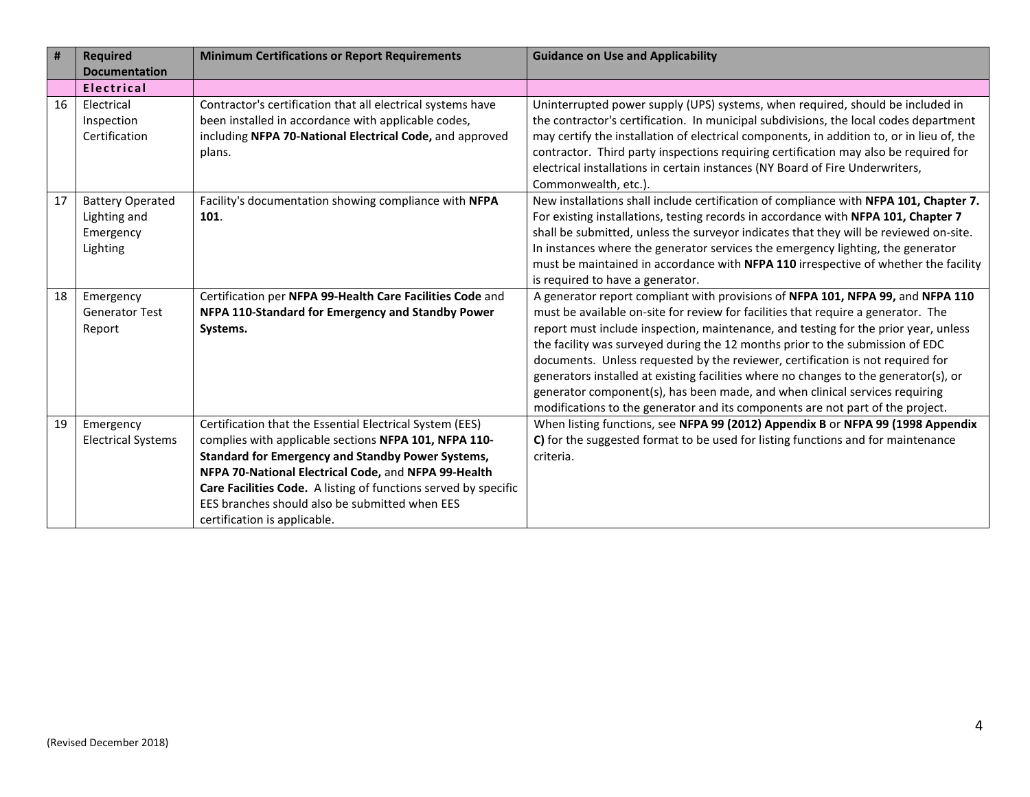| # | Required Documentation | Minimum Certifications or Report Requirements | Guidance on Use and Applicability |
|---|---|---|---|
| | **Electrical** | | |
| 16 | Electrical Inspection Certification | Contractor's certification that all electrical systems have been installed in accordance with applicable codes, including **NFPA 70-National Electrical Code,** and approved plans. | Uninterrupted power supply (UPS) systems, when required, should be included in the contractor's certification. In municipal subdivisions, the local codes department may certify the installation of electrical components, in addition to, or in lieu of, the contractor. Third party inspections requiring certification may also be required for electrical installations in certain instances (NY Board of Fire Underwriters, Commonwealth, etc.). |
| 17 | Battery Operated Lighting and Emergency Lighting | Facility's documentation showing compliance with **NFPA 101**. | New installations shall include certification of compliance with **NFPA 101, Chapter 7.** For existing installations, testing records in accordance with **NFPA 101, Chapter 7** shall be submitted, unless the surveyor indicates that they will be reviewed on-site. In instances where the generator services the emergency lighting, the generator must be maintained in accordance with **NFPA 110** irrespective of whether the facility is required to have a generator. |
| 18 | Emergency Generator Test Report | Certification per **NFPA 99-Health Care Facilities Code** and **NFPA 110-Standard for Emergency and Standby Power Systems.** | A generator report compliant with provisions of **NFPA 101, NFPA 99,** and **NFPA 110** must be available on-site for review for facilities that require a generator. The report must include inspection, maintenance, and testing for the prior year, unless the facility was surveyed during the 12 months prior to the submission of EDC documents. Unless requested by the reviewer, certification is not required for generators installed at existing facilities where no changes to the generator(s), or generator component(s), has been made, and when clinical services requiring modifications to the generator and its components are not part of the project. |
| 19 | Emergency Electrical Systems | Certification that the Essential Electrical System (EES) complies with applicable sections **NFPA 101, NFPA 110-Standard for Emergency and Standby Power Systems, NFPA 70-National Electrical Code,** and **NFPA 99-Health Care Facilities Code.** A listing of functions served by specific EES branches should also be submitted when EES certification is applicable. | When listing functions, see **NFPA 99 (2012) Appendix B** or **NFPA 99 (1998 Appendix C)** for the suggested format to be used for listing functions and for maintenance criteria. |

(Revised December 2018)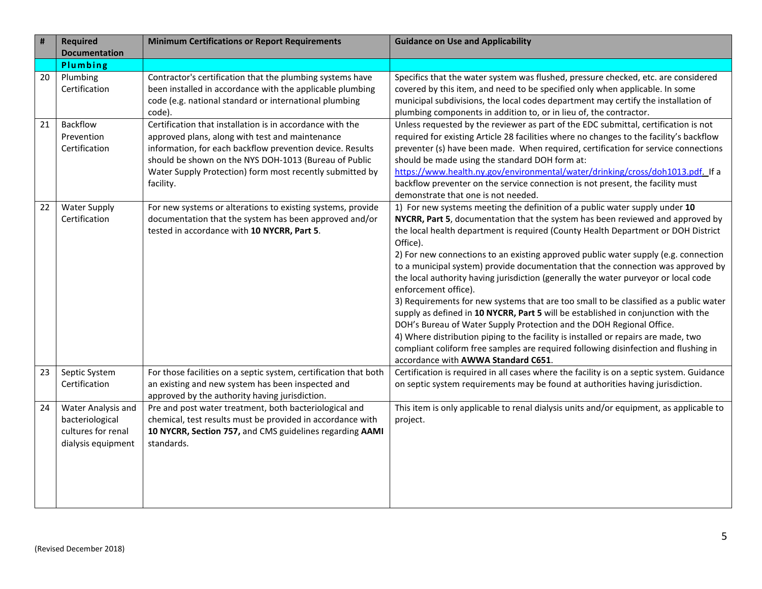| # | Required Documentation | Minimum Certifications or Report Requirements | Guidance on Use and Applicability |
|---|---|---|---|
| | **Plumbing** | | |
| 20 | Plumbing Certification | Contractor's certification that the plumbing systems have been installed in accordance with the applicable plumbing code (e.g. national standard or international plumbing code). | Specifics that the water system was flushed, pressure checked, etc. are considered covered by this item, and need to be specified only when applicable. In some municipal subdivisions, the local codes department may certify the installation of plumbing components in addition to, or in lieu of, the contractor. |
| 21 | Backflow Prevention Certification | Certification that installation is in accordance with the approved plans, along with test and maintenance information, for each backflow prevention device. Results should be shown on the NYS DOH-1013 (Bureau of Public Water Supply Protection) form most recently submitted by facility. | Unless requested by the reviewer as part of the EDC submittal, certification is not required for existing Article 28 facilities where no changes to the facility's backflow preventer (s) have been made. When required, certification for service connections should be made using the standard DOH form at: https://www.health.ny.gov/environmental/water/drinking/cross/doh1013.pdf. If a backflow preventer on the service connection is not present, the facility must demonstrate that one is not needed. |
| 22 | Water Supply Certification | For new systems or alterations to existing systems, provide documentation that the system has been approved and/or tested in accordance with **10 NYCRR, Part 5**. | 1) For new systems meeting the definition of a public water supply under **10 NYCRR, Part 5**, documentation that the system has been reviewed and approved by the local health department is required (County Health Department or DOH District Office).<br>2) For new connections to an existing approved public water supply (e.g. connection to a municipal system) provide documentation that the connection was approved by the local authority having jurisdiction (generally the water purveyor or local code enforcement office).<br>3) Requirements for new systems that are too small to be classified as a public water supply as defined in **10 NYCRR, Part 5** will be established in conjunction with the DOH's Bureau of Water Supply Protection and the DOH Regional Office.<br>4) Where distribution piping to the facility is installed or repairs are made, two compliant coliform free samples are required following disinfection and flushing in accordance with **AWWA Standard C651**. |
| 23 | Septic System Certification | For those facilities on a septic system, certification that both an existing and new system has been inspected and approved by the authority having jurisdiction. | Certification is required in all cases where the facility is on a septic system. Guidance on septic system requirements may be found at authorities having jurisdiction. |
| 24 | Water Analysis and bacteriological cultures for renal dialysis equipment | Pre and post water treatment, both bacteriological and chemical, test results must be provided in accordance with **10 NYCRR, Section 757,** and CMS guidelines regarding **AAMI** standards. | This item is only applicable to renal dialysis units and/or equipment, as applicable to project. |

(Revised December 2018)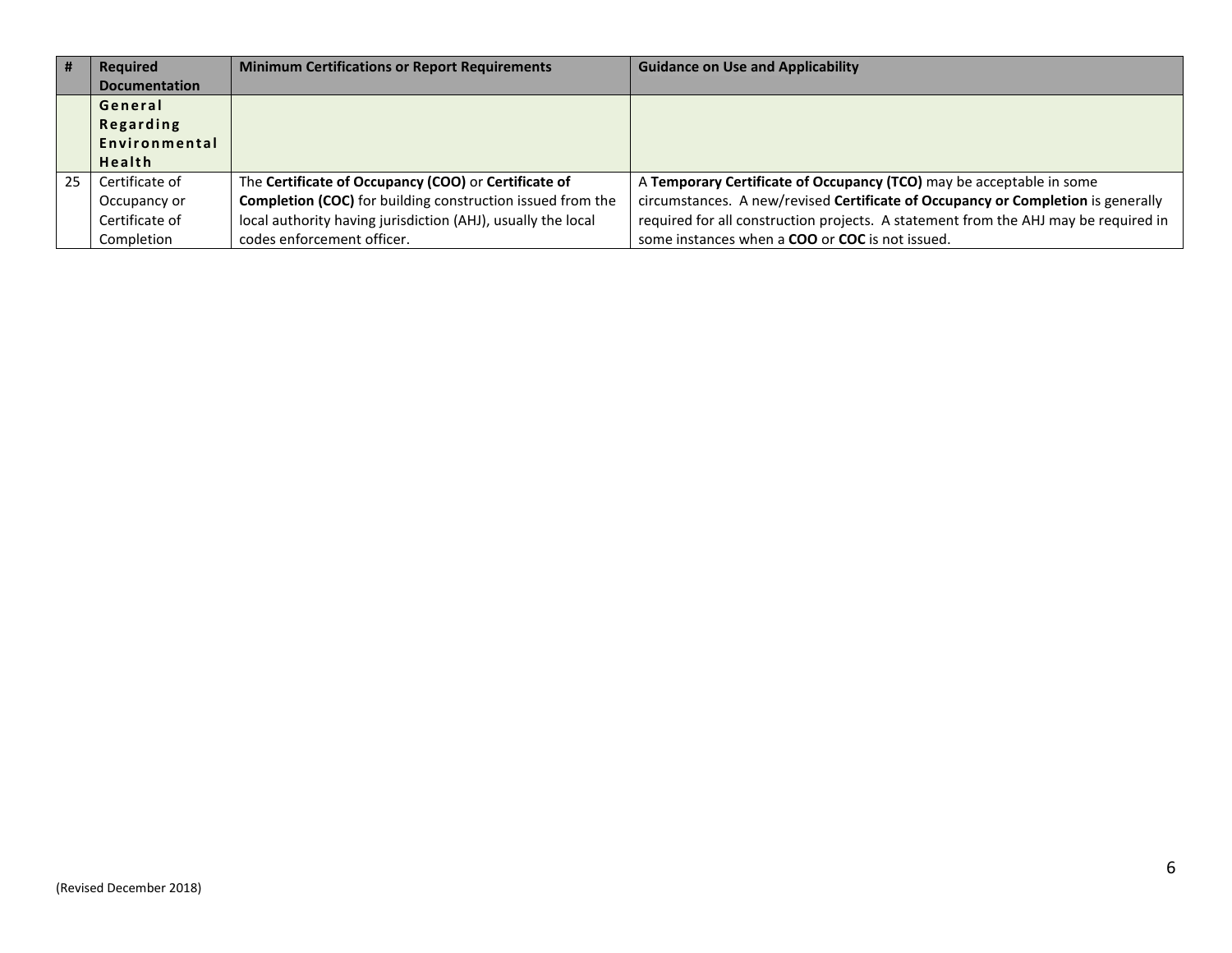| # | Required Documentation | Minimum Certifications or Report Requirements | Guidance on Use and Applicability |
|---|---|---|---|
| | **General Regarding Environmental Health** | | |
| 25 | Certificate of Occupancy or Certificate of Completion | The **Certificate of Occupancy (COO)** or **Certificate of Completion (COC)** for building construction issued from the local authority having jurisdiction (AHJ), usually the local codes enforcement officer. | A **Temporary Certificate of Occupancy (TCO)** may be acceptable in some circumstances. A new/revised **Certificate of Occupancy or Completion** is generally required for all construction projects. A statement from the AHJ may be required in some instances when a **COO** or **COC** is not issued. |

(Revised December 2018)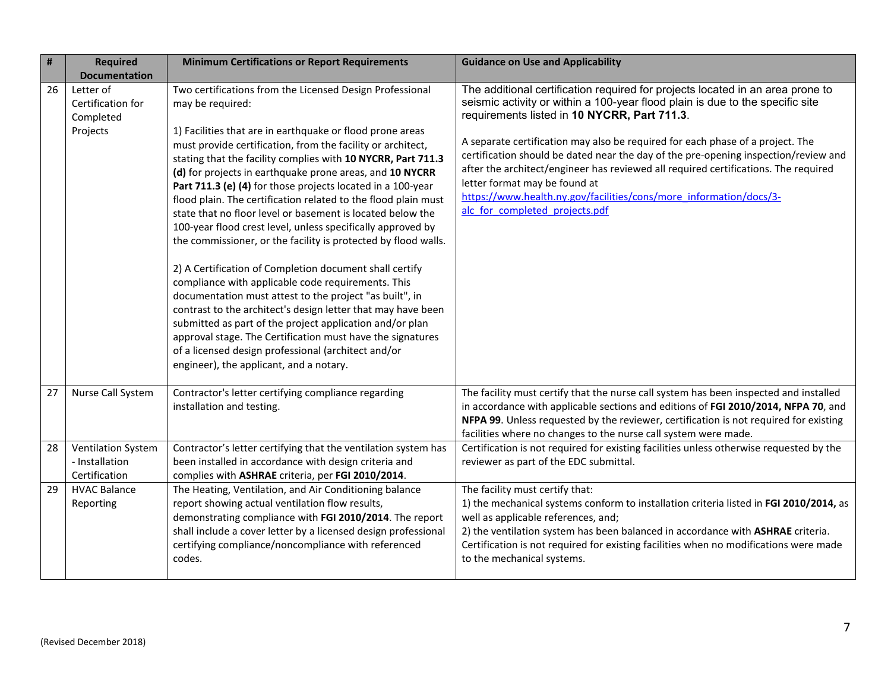| # | Required Documentation | Minimum Certifications or Report Requirements | Guidance on Use and Applicability |
|---|---|---|---|
| 26 | Letter of Certification for Completed Projects | Two certifications from the Licensed Design Professional may be required:<br><br>1) Facilities that are in earthquake or flood prone areas must provide certification, from the facility or architect, stating that the facility complies with **10 NYCRR, Part 711.3 (d)** for projects in earthquake prone areas, and **10 NYCRR Part 711.3 (e) (4)** for those projects located in a 100-year flood plain. The certification related to the flood plain must state that no floor level or basement is located below the 100-year flood crest level, unless specifically approved by the commissioner, or the facility is protected by flood walls.<br><br>2) A Certification of Completion document shall certify compliance with applicable code requirements. This documentation must attest to the project "as built", in contrast to the architect's design letter that may have been submitted as part of the project application and/or plan approval stage. The Certification must have the signatures of a licensed design professional (architect and/or engineer), the applicant, and a notary. | The additional certification required for projects located in an area prone to seismic activity or within a 100-year flood plain is due to the specific site requirements listed in **10 NYCRR, Part 711.3**.<br><br>A separate certification may also be required for each phase of a project. The certification should be dated near the day of the pre-opening inspection/review and after the architect/engineer has reviewed all required certifications. The required letter format may be found at https://www.health.ny.gov/facilities/cons/more_information/docs/3-alc_for_completed_projects.pdf |
| 27 | Nurse Call System | Contractor's letter certifying compliance regarding installation and testing. | The facility must certify that the nurse call system has been inspected and installed in accordance with applicable sections and editions of **FGI 2010/2014, NFPA 70**, and **NFPA 99**. Unless requested by the reviewer, certification is not required for existing facilities where no changes to the nurse call system were made. |
| 28 | Ventilation System - Installation Certification | Contractor's letter certifying that the ventilation system has been installed in accordance with design criteria and complies with **ASHRAE** criteria, per **FGI 2010/2014**. | Certification is not required for existing facilities unless otherwise requested by the reviewer as part of the EDC submittal. |
| 29 | HVAC Balance Reporting | The Heating, Ventilation, and Air Conditioning balance report showing actual ventilation flow results, demonstrating compliance with **FGI 2010/2014**. The report shall include a cover letter by a licensed design professional certifying compliance/noncompliance with referenced codes. | The facility must certify that:<br>1) the mechanical systems conform to installation criteria listed in **FGI 2010/2014,** as well as applicable references, and;<br>2) the ventilation system has been balanced in accordance with **ASHRAE** criteria.<br>Certification is not required for existing facilities when no modifications were made to the mechanical systems. |

(Revised December 2018)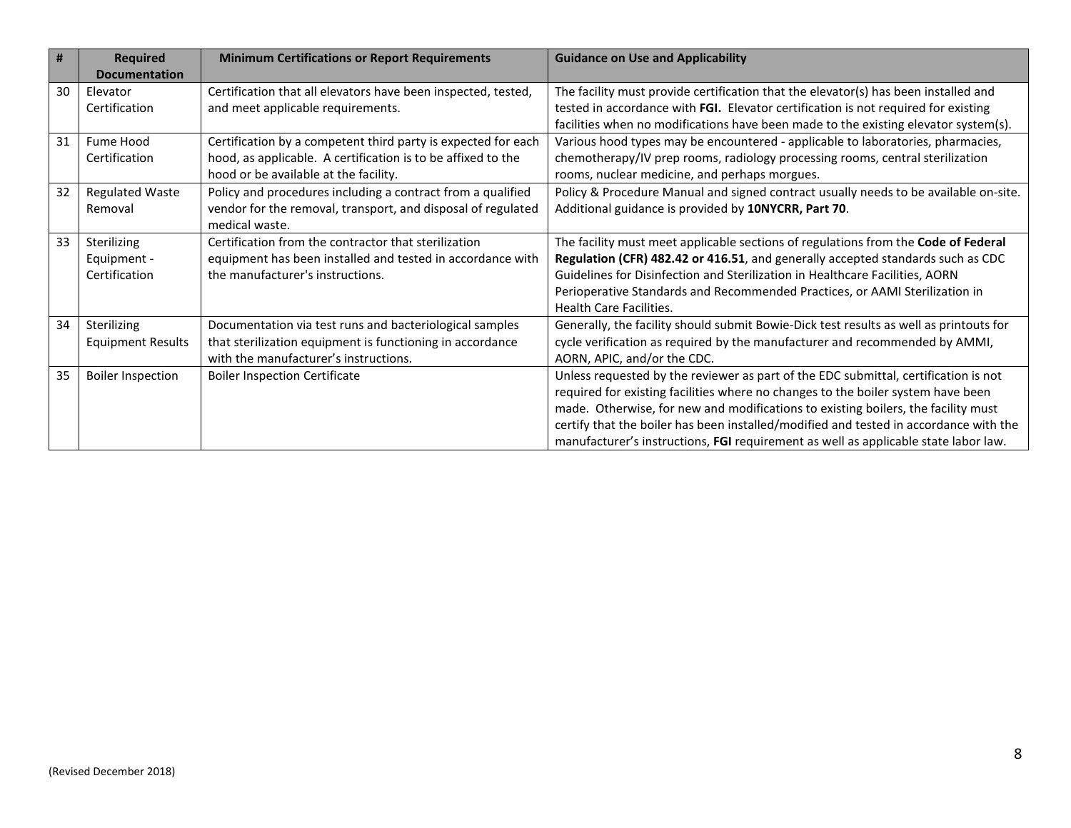| # | Required Documentation | Minimum Certifications or Report Requirements | Guidance on Use and Applicability |
|---|---|---|---|
| 30 | Elevator Certification | Certification that all elevators have been inspected, tested, and meet applicable requirements. | The facility must provide certification that the elevator(s) has been installed and tested in accordance with **FGI.** Elevator certification is not required for existing facilities when no modifications have been made to the existing elevator system(s). |
| 31 | Fume Hood Certification | Certification by a competent third party is expected for each hood, as applicable. A certification is to be affixed to the hood or be available at the facility. | Various hood types may be encountered - applicable to laboratories, pharmacies, chemotherapy/IV prep rooms, radiology processing rooms, central sterilization rooms, nuclear medicine, and perhaps morgues. |
| 32 | Regulated Waste Removal | Policy and procedures including a contract from a qualified vendor for the removal, transport, and disposal of regulated medical waste. | Policy & Procedure Manual and signed contract usually needs to be available on-site. Additional guidance is provided by **10NYCRR, Part 70**. |
| 33 | Sterilizing Equipment - Certification | Certification from the contractor that sterilization equipment has been installed and tested in accordance with the manufacturer's instructions. | The facility must meet applicable sections of regulations from the **Code of Federal Regulation (CFR) 482.42 or 416.51**, and generally accepted standards such as CDC Guidelines for Disinfection and Sterilization in Healthcare Facilities, AORN Perioperative Standards and Recommended Practices, or AAMI Sterilization in Health Care Facilities. |
| 34 | Sterilizing Equipment Results | Documentation via test runs and bacteriological samples that sterilization equipment is functioning in accordance with the manufacturer's instructions. | Generally, the facility should submit Bowie-Dick test results as well as printouts for cycle verification as required by the manufacturer and recommended by AMMI, AORN, APIC, and/or the CDC. |
| 35 | Boiler Inspection | Boiler Inspection Certificate | Unless requested by the reviewer as part of the EDC submittal, certification is not required for existing facilities where no changes to the boiler system have been made. Otherwise, for new and modifications to existing boilers, the facility must certify that the boiler has been installed/modified and tested in accordance with the manufacturer's instructions, **FGI** requirement as well as applicable state labor law. |

(Revised December 2018)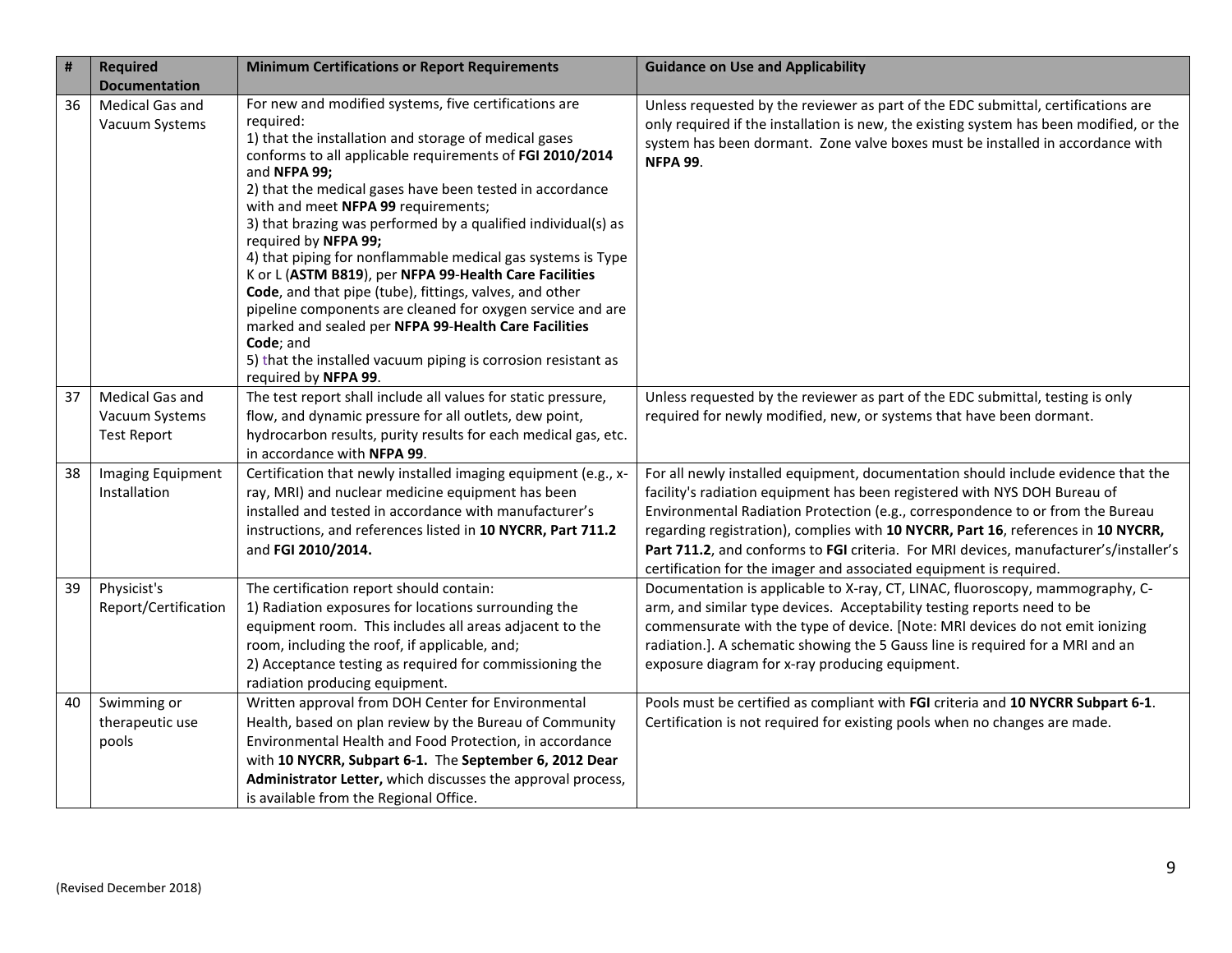| # | Required Documentation | Minimum Certifications or Report Requirements | Guidance on Use and Applicability |
|---|---|---|---|
| 36 | Medical Gas and Vacuum Systems | For new and modified systems, five certifications are required:<br>1) that the installation and storage of medical gases conforms to all applicable requirements of **FGI 2010/2014** and **NFPA 99;**<br>2) that the medical gases have been tested in accordance with and meet **NFPA 99** requirements;<br>3) that brazing was performed by a qualified individual(s) as required by **NFPA 99;**<br>4) that piping for nonflammable medical gas systems is Type K or L (**ASTM B819**), per **NFPA 99**-**Health Care Facilities Code**, and that pipe (tube), fittings, valves, and other pipeline components are cleaned for oxygen service and are marked and sealed per **NFPA 99**-**Health Care Facilities Code**; and<br>5) that the installed vacuum piping is corrosion resistant as required by **NFPA 99**. | Unless requested by the reviewer as part of the EDC submittal, certifications are only required if the installation is new, the existing system has been modified, or the system has been dormant. Zone valve boxes must be installed in accordance with **NFPA 99**. |
| 37 | Medical Gas and Vacuum Systems Test Report | The test report shall include all values for static pressure, flow, and dynamic pressure for all outlets, dew point, hydrocarbon results, purity results for each medical gas, etc. in accordance with **NFPA 99**. | Unless requested by the reviewer as part of the EDC submittal, testing is only required for newly modified, new, or systems that have been dormant. |
| 38 | Imaging Equipment Installation | Certification that newly installed imaging equipment (e.g., x-ray, MRI) and nuclear medicine equipment has been installed and tested in accordance with manufacturer's instructions, and references listed in **10 NYCRR, Part 711.2** and **FGI 2010/2014.** | For all newly installed equipment, documentation should include evidence that the facility's radiation equipment has been registered with NYS DOH Bureau of Environmental Radiation Protection (e.g., correspondence to or from the Bureau regarding registration), complies with **10 NYCRR, Part 16**, references in **10 NYCRR, Part 711.2**, and conforms to **FGI** criteria. For MRI devices, manufacturer's/installer's certification for the imager and associated equipment is required. |
| 39 | Physicist's Report/Certification | The certification report should contain:<br>1) Radiation exposures for locations surrounding the equipment room. This includes all areas adjacent to the room, including the roof, if applicable, and;<br>2) Acceptance testing as required for commissioning the radiation producing equipment. | Documentation is applicable to X-ray, CT, LINAC, fluoroscopy, mammography, C-arm, and similar type devices. Acceptability testing reports need to be commensurate with the type of device. [Note: MRI devices do not emit ionizing radiation.]. A schematic showing the 5 Gauss line is required for a MRI and an exposure diagram for x-ray producing equipment. |
| 40 | Swimming or therapeutic use pools | Written approval from DOH Center for Environmental Health, based on plan review by the Bureau of Community Environmental Health and Food Protection, in accordance with **10 NYCRR, Subpart 6-1.** The **September 6, 2012 Dear Administrator Letter,** which discusses the approval process, is available from the Regional Office. | Pools must be certified as compliant with **FGI** criteria and **10 NYCRR Subpart 6-1**. Certification is not required for existing pools when no changes are made. |

(Revised December 2018)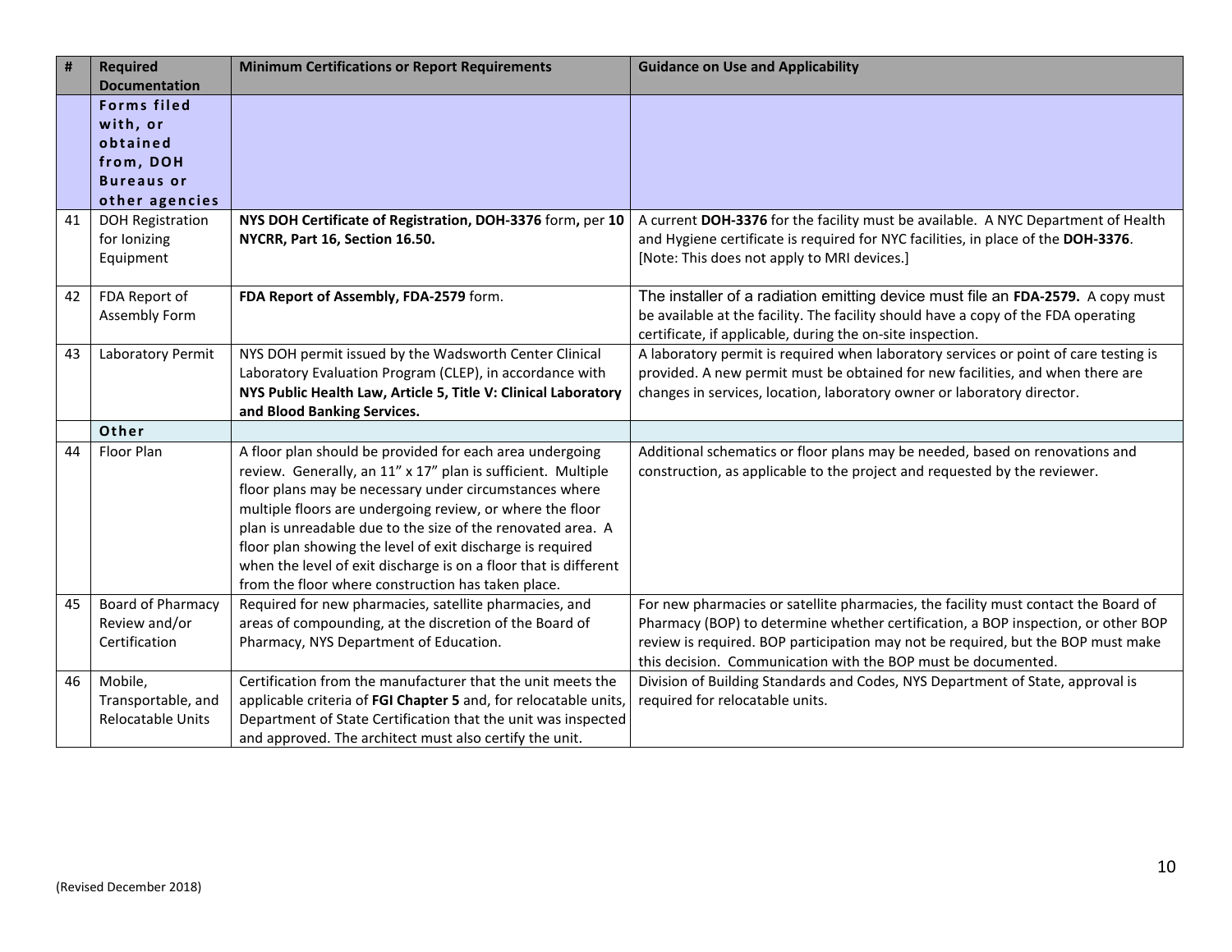| # | Required Documentation | Minimum Certifications or Report Requirements | Guidance on Use and Applicability |
|---|---|---|---|
| | **Forms filed with, or obtained from, DOH Bureaus or other agencies** | | |
| 41 | DOH Registration for Ionizing Equipment | **NYS DOH Certificate of Registration, DOH-3376** form**,** per **10 NYCRR, Part 16, Section 16.50.** | A current **DOH-3376** for the facility must be available. A NYC Department of Health and Hygiene certificate is required for NYC facilities, in place of the **DOH-3376**. [Note: This does not apply to MRI devices.] |
| 42 | FDA Report of Assembly Form | **FDA Report of Assembly, FDA-2579** form. | The installer of a radiation emitting device must file an **FDA-2579.** A copy must be available at the facility. The facility should have a copy of the FDA operating certificate, if applicable, during the on-site inspection. |
| 43 | Laboratory Permit | NYS DOH permit issued by the Wadsworth Center Clinical Laboratory Evaluation Program (CLEP), in accordance with **NYS Public Health Law, Article 5, Title V: Clinical Laboratory and Blood Banking Services.** | A laboratory permit is required when laboratory services or point of care testing is provided. A new permit must be obtained for new facilities, and when there are changes in services, location, laboratory owner or laboratory director. |
| | **Other** | | |
| 44 | Floor Plan | A floor plan should be provided for each area undergoing review. Generally, an 11" x 17" plan is sufficient. Multiple floor plans may be necessary under circumstances where multiple floors are undergoing review, or where the floor plan is unreadable due to the size of the renovated area. A floor plan showing the level of exit discharge is required when the level of exit discharge is on a floor that is different from the floor where construction has taken place. | Additional schematics or floor plans may be needed, based on renovations and construction, as applicable to the project and requested by the reviewer. |
| 45 | Board of Pharmacy Review and/or Certification | Required for new pharmacies, satellite pharmacies, and areas of compounding, at the discretion of the Board of Pharmacy, NYS Department of Education. | For new pharmacies or satellite pharmacies, the facility must contact the Board of Pharmacy (BOP) to determine whether certification, a BOP inspection, or other BOP review is required. BOP participation may not be required, but the BOP must make this decision. Communication with the BOP must be documented. |
| 46 | Mobile, Transportable, and Relocatable Units | Certification from the manufacturer that the unit meets the applicable criteria of **FGI Chapter 5** and, for relocatable units, Department of State Certification that the unit was inspected and approved. The architect must also certify the unit. | Division of Building Standards and Codes, NYS Department of State, approval is required for relocatable units. |

(Revised December 2018)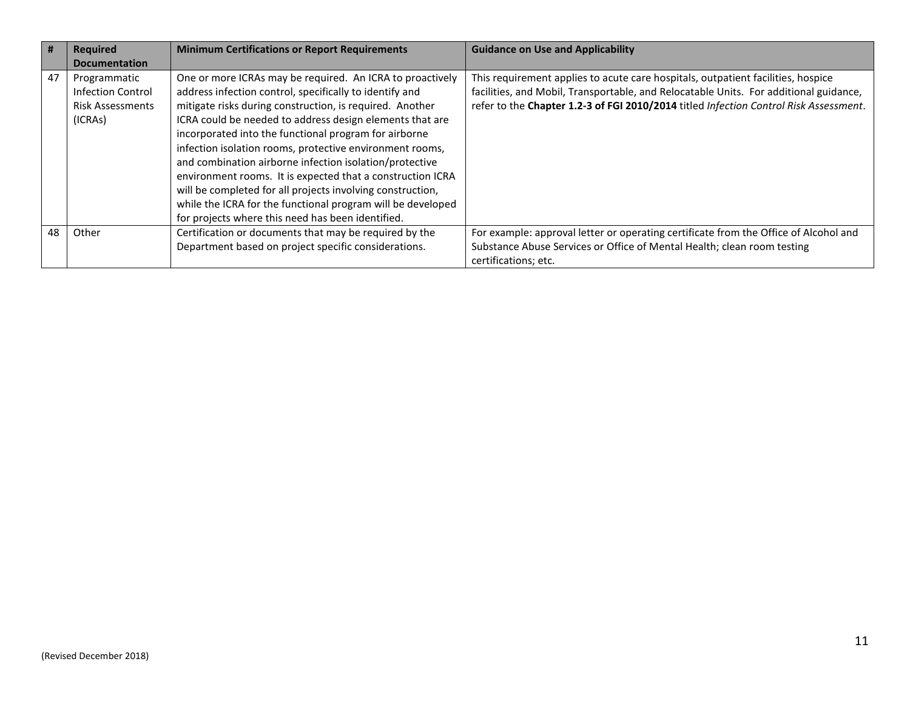| # | Required Documentation | Minimum Certifications or Report Requirements | Guidance on Use and Applicability |
|---|---|---|---|
| 47 | Programmatic Infection Control Risk Assessments (ICRAs) | One or more ICRAs may be required. An ICRA to proactively address infection control, specifically to identify and mitigate risks during construction, is required. Another ICRA could be needed to address design elements that are incorporated into the functional program for airborne infection isolation rooms, protective environment rooms, and combination airborne infection isolation/protective environment rooms. It is expected that a construction ICRA will be completed for all projects involving construction, while the ICRA for the functional program will be developed for projects where this need has been identified. | This requirement applies to acute care hospitals, outpatient facilities, hospice facilities, and Mobil, Transportable, and Relocatable Units. For additional guidance, refer to the **Chapter 1.2-3 of FGI 2010/2014** titled *Infection Control Risk Assessment*. |
| 48 | Other | Certification or documents that may be required by the Department based on project specific considerations. | For example: approval letter or operating certificate from the Office of Alcohol and Substance Abuse Services or Office of Mental Health; clean room testing certifications; etc. |

(Revised December 2018)